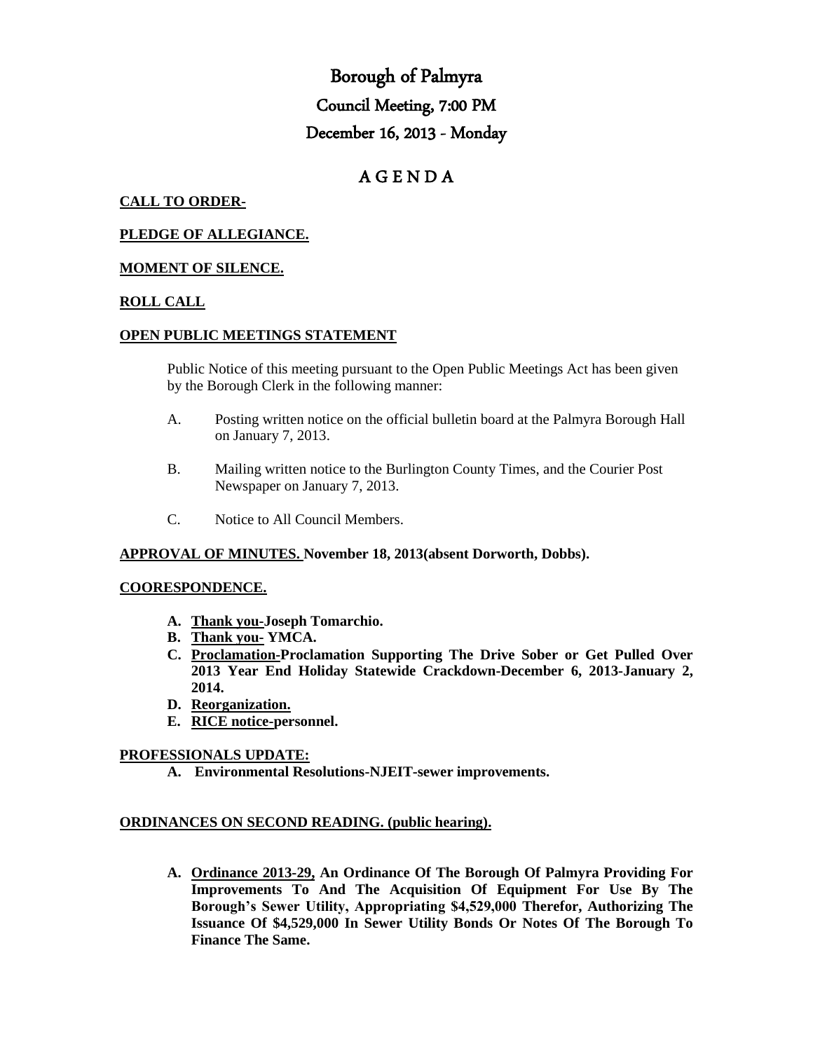# Borough of Palmyra

## Council Meeting, 7:00 PM

## December 16, 2013 - Monday

## A G E N D A

**CALL TO ORDER-**

**PLEDGE OF ALLEGIANCE.**

**MOMENT OF SILENCE.**

**ROLL CALL**

**OPEN PUBLIC MEETINGS STATEMENT**

Public Notice of this meeting pursuant to the Open Public Meetings Act has been given by the Borough Clerk in the following manner:

A. Posting written notice on the official bulletin board at the Palmyra Borough Hall on January 7, 2013.

B. Mailing written notice to the Burlington County Times, and the Courier Post Newspaper on January 7, 2013.

C. Notice to All Council Members.

**APPROVAL OF MINUTES. November 18, 2013(absent Dorworth, Dobbs).**

**COORESPONDENCE.**

- **A. Thank you-Joseph Tomarchio.**
- **B. Thank you- YMCA.**
- **C. Proclamation-Proclamation Supporting The Drive Sober or Get Pulled Over 2013 Year End Holiday Statewide Crackdown-December 6, 2013-January 2, 2014.**
- **D. Reorganization.**
- **E. RICE notice-personnel.**

**PROFESSIONALS UPDATE:**

- **A. Environmental Resolutions-NJEIT-sewer improvements.**

**ORDINANCES ON SECOND READING. (public hearing).**

- **A. Ordinance 2013-29, An Ordinance Of The Borough Of Palmyra Providing For Improvements To And The Acquisition Of Equipment For Use By The Borough's Sewer Utility, Appropriating $4,529,000 Therefor, Authorizing The Issuance Of $4,529,000 In Sewer Utility Bonds Or Notes Of The Borough To Finance The Same.**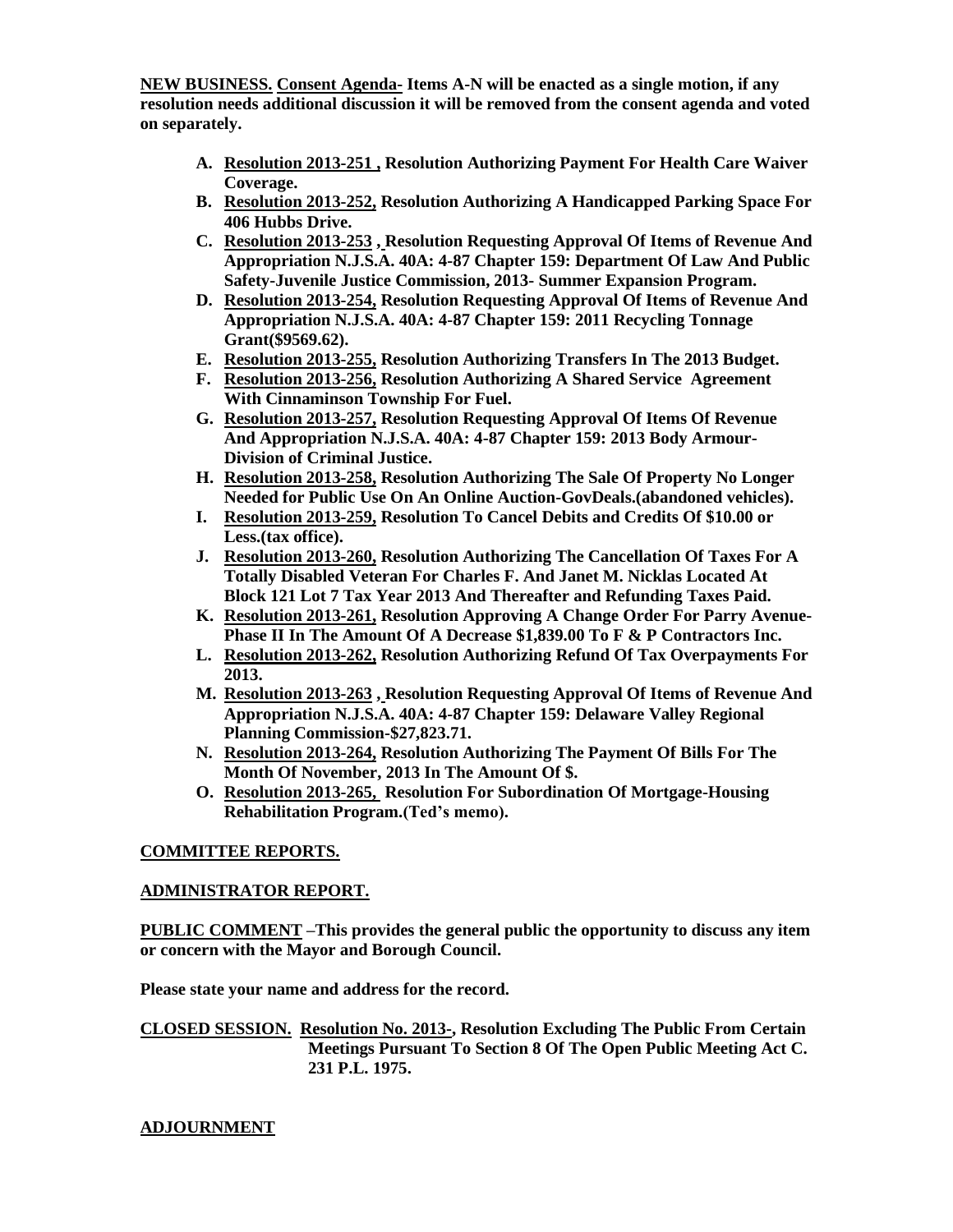**NEW BUSINESS.** **Consent Agenda- Items A-N will be enacted as a single motion, if any resolution needs additional discussion it will be removed from the consent agenda and voted on separately.**

- **A. Resolution 2013-251 , Resolution Authorizing Payment For Health Care Waiver Coverage.**
- **B. Resolution 2013-252, Resolution Authorizing A Handicapped Parking Space For 406 Hubbs Drive.**
- **C. Resolution 2013-253 , Resolution Requesting Approval Of Items of Revenue And Appropriation N.J.S.A. 40A: 4-87 Chapter 159: Department Of Law And Public Safety-Juvenile Justice Commission, 2013- Summer Expansion Program.**
- **D. Resolution 2013-254, Resolution Requesting Approval Of Items of Revenue And Appropriation N.J.S.A. 40A: 4-87 Chapter 159: 2011 Recycling Tonnage Grant($9569.62).**
- **E. Resolution 2013-255, Resolution Authorizing Transfers In The 2013 Budget.**
- **F. Resolution 2013-256, Resolution Authorizing A Shared Service Agreement With Cinnaminson Township For Fuel.**
- **G. Resolution 2013-257, Resolution Requesting Approval Of Items Of Revenue And Appropriation N.J.S.A. 40A: 4-87 Chapter 159: 2013 Body Armour-Division of Criminal Justice.**
- **H. Resolution 2013-258, Resolution Authorizing The Sale Of Property No Longer Needed for Public Use On An Online Auction-GovDeals.(abandoned vehicles).**
- **I. Resolution 2013-259, Resolution To Cancel Debits and Credits Of $10.00 or Less.(tax office).**
- **J. Resolution 2013-260, Resolution Authorizing The Cancellation Of Taxes For A Totally Disabled Veteran For Charles F. And Janet M. Nicklas Located At Block 121 Lot 7 Tax Year 2013 And Thereafter and Refunding Taxes Paid.**
- **K. Resolution 2013-261, Resolution Approving A Change Order For Parry Avenue-Phase II In The Amount Of A Decrease $1,839.00 To F & P Contractors Inc.**
- **L. Resolution 2013-262, Resolution Authorizing Refund Of Tax Overpayments For 2013.**
- **M. Resolution 2013-263 , Resolution Requesting Approval Of Items of Revenue And Appropriation N.J.S.A. 40A: 4-87 Chapter 159: Delaware Valley Regional Planning Commission-$27,823.71.**
- **N. Resolution 2013-264, Resolution Authorizing The Payment Of Bills For The Month Of November, 2013 In The Amount Of $.**
- **O. Resolution 2013-265, Resolution For Subordination Of Mortgage-Housing Rehabilitation Program.(Ted's memo).**

**COMMITTEE REPORTS.**

**ADMINISTRATOR REPORT.**

**PUBLIC COMMENT –This provides the general public the opportunity to discuss any item or concern with the Mayor and Borough Council.**

**Please state your name and address for the record.**

**CLOSED SESSION. Resolution No. 2013-, Resolution Excluding The Public From Certain Meetings Pursuant To Section 8 Of The Open Public Meeting Act C. 231 P.L. 1975.**

**ADJOURNMENT**